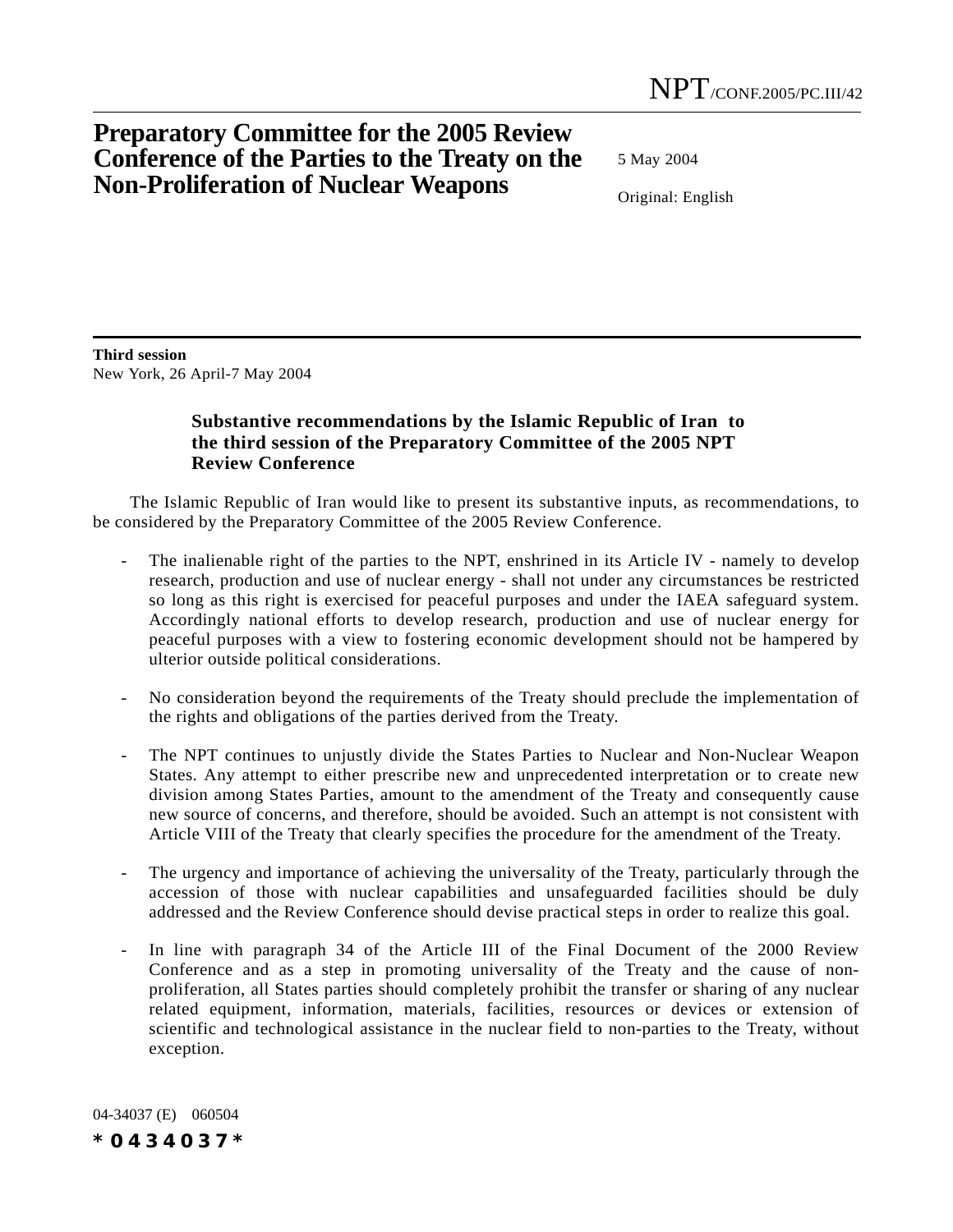NPT/CONF.2005/PC.III/42

# Preparatory Committee for the 2005 Review Conference of the Parties to the Treaty on the Non-Proliferation of Nuclear Weapons

5 May 2004

Original: English

**Third session**
New York, 26 April-7 May 2004

## Substantive recommendations by the Islamic Republic of Iran to the third session of the Preparatory Committee of the 2005 NPT Review Conference

The Islamic Republic of Iran would like to present its substantive inputs, as recommendations, to be considered by the Preparatory Committee of the 2005 Review Conference.

- The inalienable right of the parties to the NPT, enshrined in its Article IV - namely to develop research, production and use of nuclear energy - shall not under any circumstances be restricted so long as this right is exercised for peaceful purposes and under the IAEA safeguard system. Accordingly national efforts to develop research, production and use of nuclear energy for peaceful purposes with a view to fostering economic development should not be hampered by ulterior outside political considerations.

- No consideration beyond the requirements of the Treaty should preclude the implementation of the rights and obligations of the parties derived from the Treaty.

- The NPT continues to unjustly divide the States Parties to Nuclear and Non-Nuclear Weapon States. Any attempt to either prescribe new and unprecedented interpretation or to create new division among States Parties, amount to the amendment of the Treaty and consequently cause new source of concerns, and therefore, should be avoided. Such an attempt is not consistent with Article VIII of the Treaty that clearly specifies the procedure for the amendment of the Treaty.

- The urgency and importance of achieving the universality of the Treaty, particularly through the accession of those with nuclear capabilities and unsafeguarded facilities should be duly addressed and the Review Conference should devise practical steps in order to realize this goal.

- In line with paragraph 34 of the Article III of the Final Document of the 2000 Review Conference and as a step in promoting universality of the Treaty and the cause of non-proliferation, all States parties should completely prohibit the transfer or sharing of any nuclear related equipment, information, materials, facilities, resources or devices or extension of scientific and technological assistance in the nuclear field to non-parties to the Treaty, without exception.

04-34037 (E) 060504

*0434037*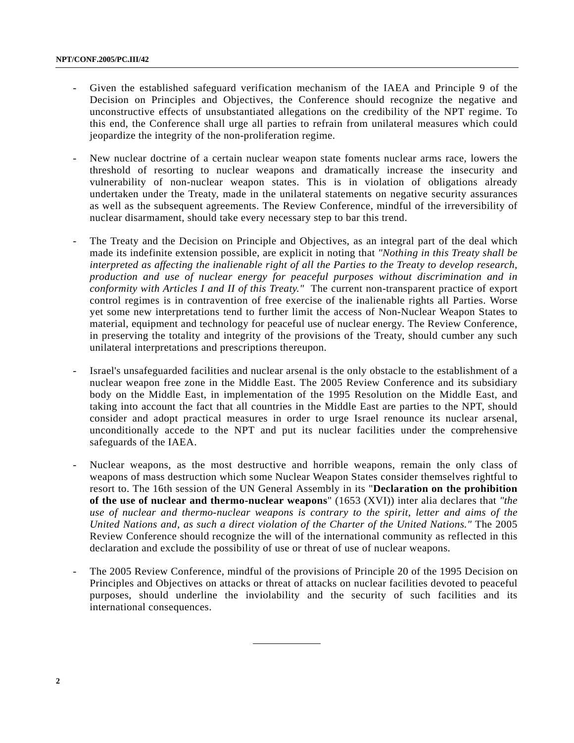- Given the established safeguard verification mechanism of the IAEA and Principle 9 of the Decision on Principles and Objectives, the Conference should recognize the negative and unconstructive effects of unsubstantiated allegations on the credibility of the NPT regime. To this end, the Conference shall urge all parties to refrain from unilateral measures which could jeopardize the integrity of the non-proliferation regime.

- New nuclear doctrine of a certain nuclear weapon state foments nuclear arms race, lowers the threshold of resorting to nuclear weapons and dramatically increase the insecurity and vulnerability of non-nuclear weapon states. This is in violation of obligations already undertaken under the Treaty, made in the unilateral statements on negative security assurances as well as the subsequent agreements. The Review Conference, mindful of the irreversibility of nuclear disarmament, should take every necessary step to bar this trend.

- The Treaty and the Decision on Principle and Objectives, as an integral part of the deal which made its indefinite extension possible, are explicit in noting that *"Nothing in this Treaty shall be interpreted as affecting the inalienable right of all the Parties to the Treaty to develop research, production and use of nuclear energy for peaceful purposes without discrimination and in conformity with Articles I and II of this Treaty."* The current non-transparent practice of export control regimes is in contravention of free exercise of the inalienable rights all Parties. Worse yet some new interpretations tend to further limit the access of Non-Nuclear Weapon States to material, equipment and technology for peaceful use of nuclear energy. The Review Conference, in preserving the totality and integrity of the provisions of the Treaty, should cumber any such unilateral interpretations and prescriptions thereupon.

- Israel's unsafeguarded facilities and nuclear arsenal is the only obstacle to the establishment of a nuclear weapon free zone in the Middle East. The 2005 Review Conference and its subsidiary body on the Middle East, in implementation of the 1995 Resolution on the Middle East, and taking into account the fact that all countries in the Middle East are parties to the NPT, should consider and adopt practical measures in order to urge Israel renounce its nuclear arsenal, unconditionally accede to the NPT and put its nuclear facilities under the comprehensive safeguards of the IAEA.

- Nuclear weapons, as the most destructive and horrible weapons, remain the only class of weapons of mass destruction which some Nuclear Weapon States consider themselves rightful to resort to. The 16th session of the UN General Assembly in its "**Declaration on the prohibition of the use of nuclear and thermo-nuclear weapons**" (1653 (XVI)) inter alia declares that *"the use of nuclear and thermo-nuclear weapons is contrary to the spirit, letter and aims of the United Nations and, as such a direct violation of the Charter of the United Nations."* The 2005 Review Conference should recognize the will of the international community as reflected in this declaration and exclude the possibility of use or threat of use of nuclear weapons.

- The 2005 Review Conference, mindful of the provisions of Principle 20 of the 1995 Decision on Principles and Objectives on attacks or threat of attacks on nuclear facilities devoted to peaceful purposes, should underline the inviolability and the security of such facilities and its international consequences.